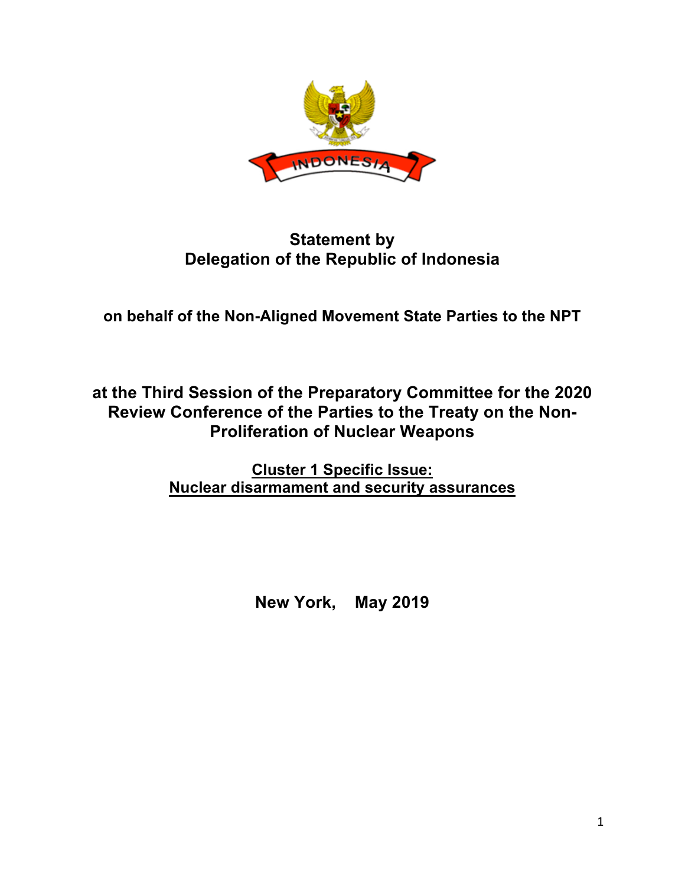**Statement by**
**Delegation of the Republic of Indonesia**

**on behalf of the Non-Aligned Movement State Parties to the NPT**

**at the Third Session of the Preparatory Committee for the 2020 Review Conference of the Parties to the Treaty on the Non-Proliferation of Nuclear Weapons**

**Cluster 1 Specific Issue:**
**Nuclear disarmament and security assurances**

**New York, May 2019**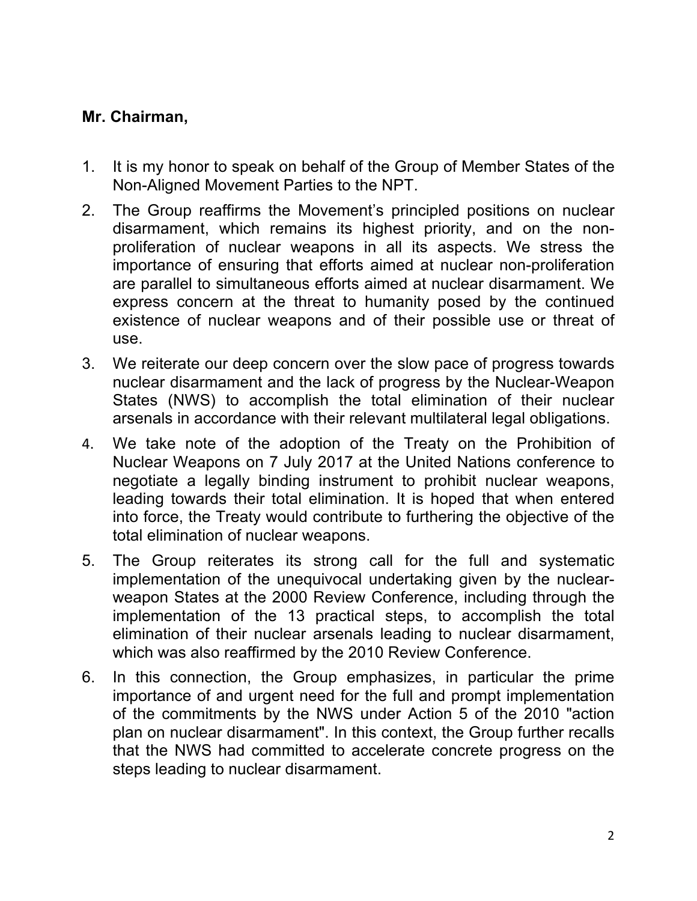**Mr. Chairman,**

1. It is my honor to speak on behalf of the Group of Member States of the Non-Aligned Movement Parties to the NPT.
2. The Group reaffirms the Movement's principled positions on nuclear disarmament, which remains its highest priority, and on the non-proliferation of nuclear weapons in all its aspects. We stress the importance of ensuring that efforts aimed at nuclear non-proliferation are parallel to simultaneous efforts aimed at nuclear disarmament. We express concern at the threat to humanity posed by the continued existence of nuclear weapons and of their possible use or threat of use.
3. We reiterate our deep concern over the slow pace of progress towards nuclear disarmament and the lack of progress by the Nuclear-Weapon States (NWS) to accomplish the total elimination of their nuclear arsenals in accordance with their relevant multilateral legal obligations.
4. We take note of the adoption of the Treaty on the Prohibition of Nuclear Weapons on 7 July 2017 at the United Nations conference to negotiate a legally binding instrument to prohibit nuclear weapons, leading towards their total elimination. It is hoped that when entered into force, the Treaty would contribute to furthering the objective of the total elimination of nuclear weapons.
5. The Group reiterates its strong call for the full and systematic implementation of the unequivocal undertaking given by the nuclear-weapon States at the 2000 Review Conference, including through the implementation of the 13 practical steps, to accomplish the total elimination of their nuclear arsenals leading to nuclear disarmament, which was also reaffirmed by the 2010 Review Conference.
6. In this connection, the Group emphasizes, in particular the prime importance of and urgent need for the full and prompt implementation of the commitments by the NWS under Action 5 of the 2010 "action plan on nuclear disarmament". In this context, the Group further recalls that the NWS had committed to accelerate concrete progress on the steps leading to nuclear disarmament.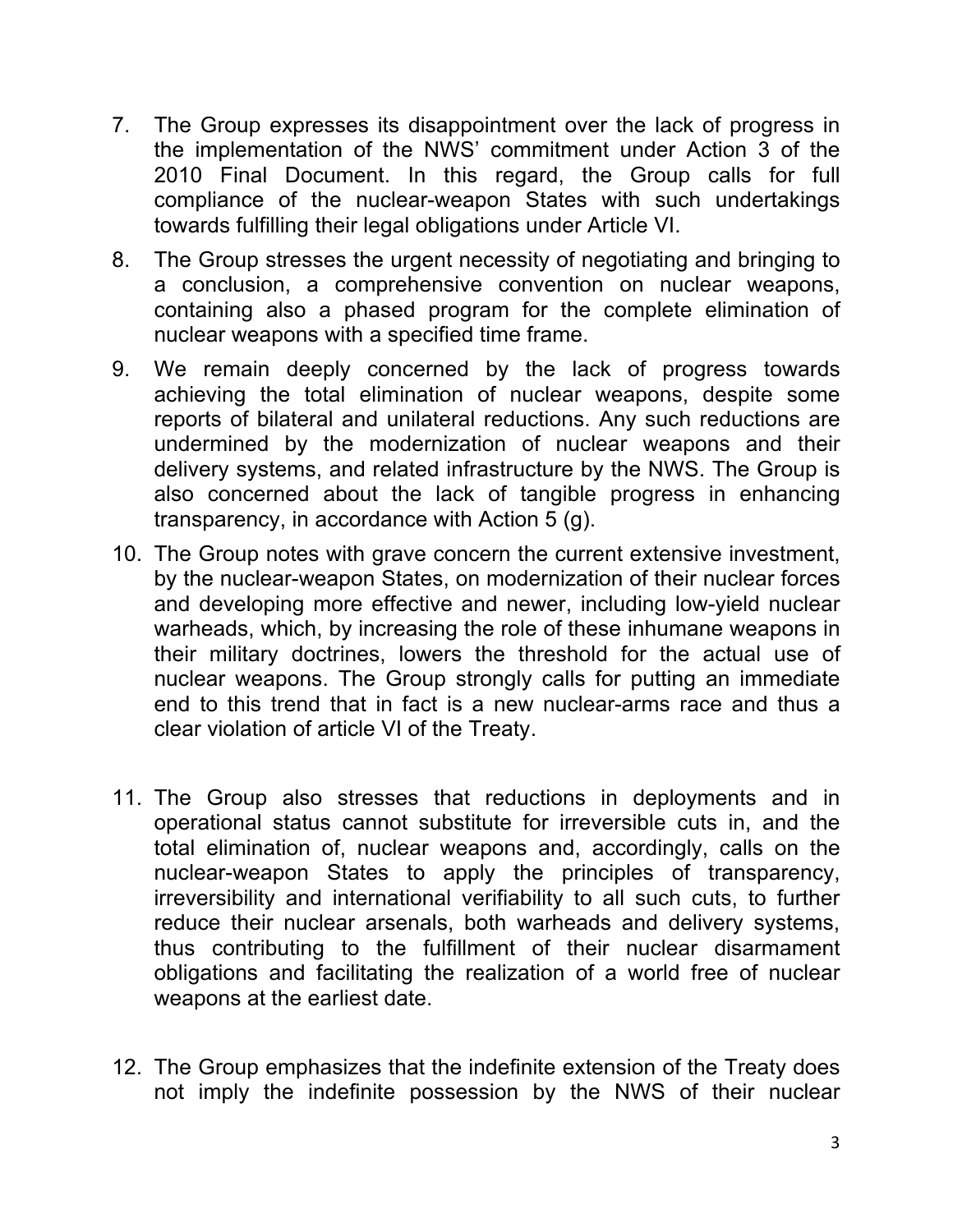7. The Group expresses its disappointment over the lack of progress in the implementation of the NWS' commitment under Action 3 of the 2010 Final Document. In this regard, the Group calls for full compliance of the nuclear-weapon States with such undertakings towards fulfilling their legal obligations under Article VI.

8. The Group stresses the urgent necessity of negotiating and bringing to a conclusion, a comprehensive convention on nuclear weapons, containing also a phased program for the complete elimination of nuclear weapons with a specified time frame.

9. We remain deeply concerned by the lack of progress towards achieving the total elimination of nuclear weapons, despite some reports of bilateral and unilateral reductions. Any such reductions are undermined by the modernization of nuclear weapons and their delivery systems, and related infrastructure by the NWS. The Group is also concerned about the lack of tangible progress in enhancing transparency, in accordance with Action 5 (g).

10. The Group notes with grave concern the current extensive investment, by the nuclear-weapon States, on modernization of their nuclear forces and developing more effective and newer, including low-yield nuclear warheads, which, by increasing the role of these inhumane weapons in their military doctrines, lowers the threshold for the actual use of nuclear weapons. The Group strongly calls for putting an immediate end to this trend that in fact is a new nuclear-arms race and thus a clear violation of article VI of the Treaty.

11. The Group also stresses that reductions in deployments and in operational status cannot substitute for irreversible cuts in, and the total elimination of, nuclear weapons and, accordingly, calls on the nuclear-weapon States to apply the principles of transparency, irreversibility and international verifiability to all such cuts, to further reduce their nuclear arsenals, both warheads and delivery systems, thus contributing to the fulfillment of their nuclear disarmament obligations and facilitating the realization of a world free of nuclear weapons at the earliest date.

12. The Group emphasizes that the indefinite extension of the Treaty does not imply the indefinite possession by the NWS of their nuclear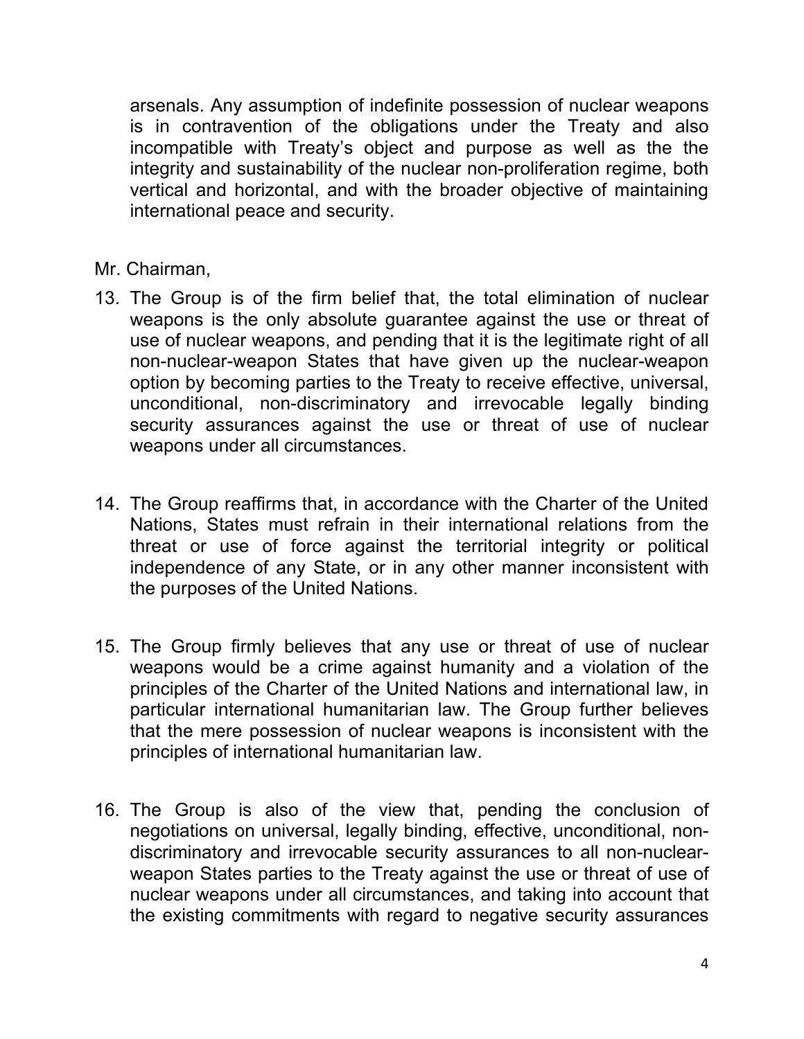arsenals. Any assumption of indefinite possession of nuclear weapons is in contravention of the obligations under the Treaty and also incompatible with Treaty's object and purpose as well as the the integrity and sustainability of the nuclear non-proliferation regime, both vertical and horizontal, and with the broader objective of maintaining international peace and security.

Mr. Chairman,

13. The Group is of the firm belief that, the total elimination of nuclear weapons is the only absolute guarantee against the use or threat of use of nuclear weapons, and pending that it is the legitimate right of all non-nuclear-weapon States that have given up the nuclear-weapon option by becoming parties to the Treaty to receive effective, universal, unconditional, non-discriminatory and irrevocable legally binding security assurances against the use or threat of use of nuclear weapons under all circumstances.

14. The Group reaffirms that, in accordance with the Charter of the United Nations, States must refrain in their international relations from the threat or use of force against the territorial integrity or political independence of any State, or in any other manner inconsistent with the purposes of the United Nations.

15. The Group firmly believes that any use or threat of use of nuclear weapons would be a crime against humanity and a violation of the principles of the Charter of the United Nations and international law, in particular international humanitarian law. The Group further believes that the mere possession of nuclear weapons is inconsistent with the principles of international humanitarian law.

16. The Group is also of the view that, pending the conclusion of negotiations on universal, legally binding, effective, unconditional, non-discriminatory and irrevocable security assurances to all non-nuclear-weapon States parties to the Treaty against the use or threat of use of nuclear weapons under all circumstances, and taking into account that the existing commitments with regard to negative security assurances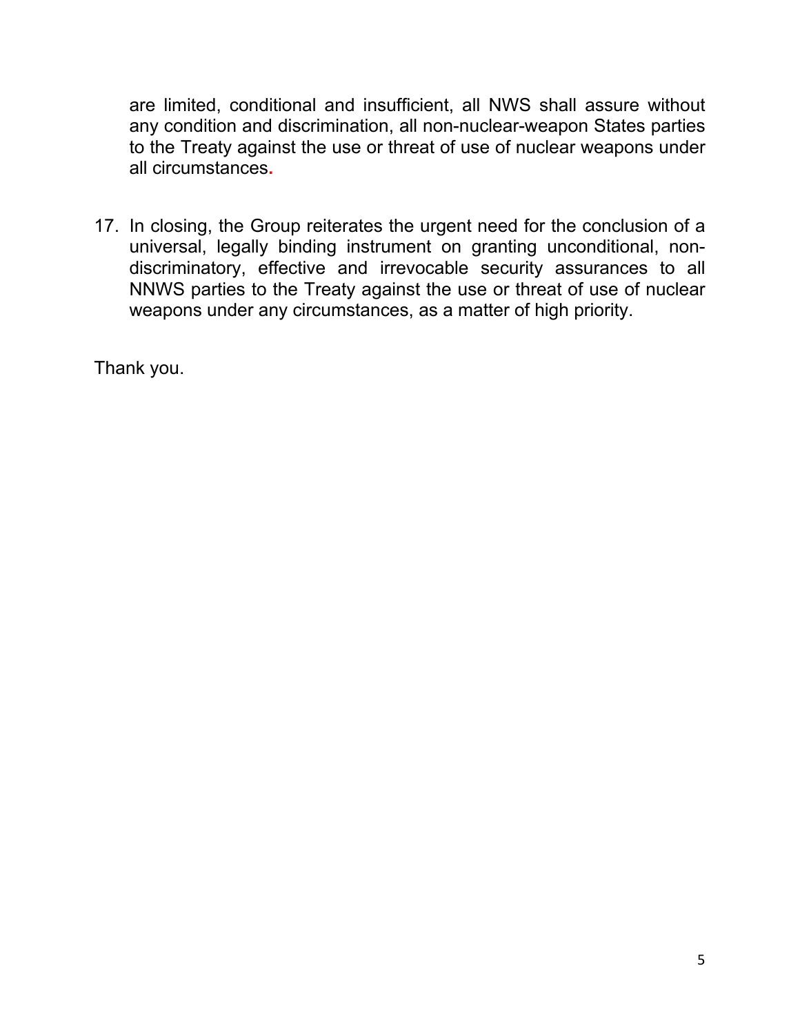are limited, conditional and insufficient, all NWS shall assure without any condition and discrimination, all non-nuclear-weapon States parties to the Treaty against the use or threat of use of nuclear weapons under all circumstances.

17. In closing, the Group reiterates the urgent need for the conclusion of a universal, legally binding instrument on granting unconditional, non-discriminatory, effective and irrevocable security assurances to all NNWS parties to the Treaty against the use or threat of use of nuclear weapons under any circumstances, as a matter of high priority.

Thank you.